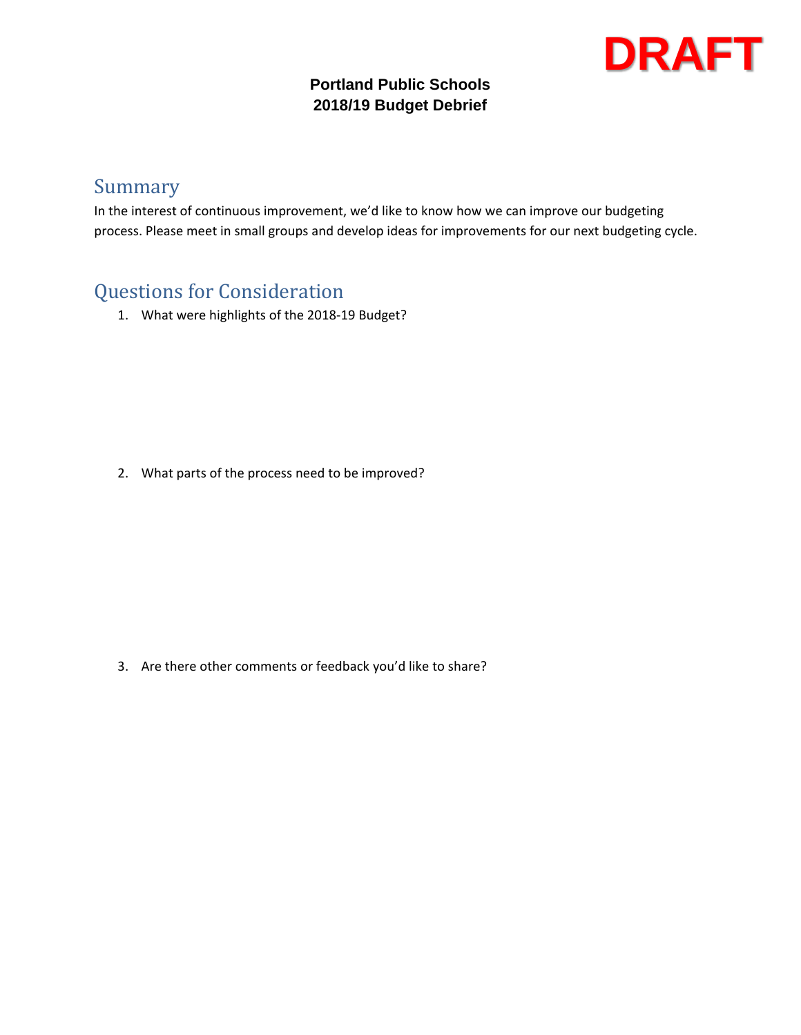**DRAFT**

**Portland Public Schools**
**2018/19 Budget Debrief**

## Summary

In the interest of continuous improvement, we'd like to know how we can improve our budgeting process. Please meet in small groups and develop ideas for improvements for our next budgeting cycle.

## Questions for Consideration

1. What were highlights of the 2018-19 Budget?

2. What parts of the process need to be improved?

3. Are there other comments or feedback you'd like to share?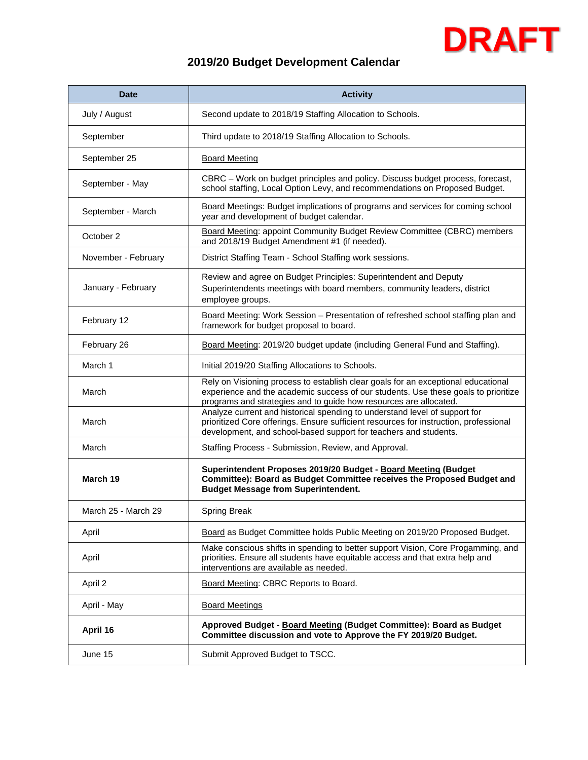**DRAFT**

## 2019/20 Budget Development Calendar

| Date | Activity |
|---|---|
| July / August | Second update to 2018/19 Staffing Allocation to Schools. |
| September | Third update to 2018/19 Staffing Allocation to Schools. |
| September 25 | Board Meeting |
| September - May | CBRC – Work on budget principles and policy. Discuss budget process, forecast, school staffing, Local Option Levy, and recommendations on Proposed Budget. |
| September - March | Board Meetings: Budget implications of programs and services for coming school year and development of budget calendar. |
| October 2 | Board Meeting: appoint Community Budget Review Committee (CBRC) members and 2018/19 Budget Amendment #1 (if needed). |
| November - February | District Staffing Team - School Staffing work sessions. |
| January - February | Review and agree on Budget Principles: Superintendent and Deputy Superintendents meetings with board members, community leaders, district employee groups. |
| February 12 | Board Meeting: Work Session – Presentation of refreshed school staffing plan and framework for budget proposal to board. |
| February 26 | Board Meeting: 2019/20 budget update (including General Fund and Staffing). |
| March 1 | Initial 2019/20 Staffing Allocations to Schools. |
| March | Rely on Visioning process to establish clear goals for an exceptional educational experience and the academic success of our students. Use these goals to prioritize programs and strategies and to guide how resources are allocated. |
| March | Analyze current and historical spending to understand level of support for prioritized Core offerings. Ensure sufficient resources for instruction, professional development, and school-based support for teachers and students. |
| March | Staffing Process - Submission, Review, and Approval. |
| **March 19** | **Superintendent Proposes 2019/20 Budget - Board Meeting (Budget Committee): Board as Budget Committee receives the Proposed Budget and Budget Message from Superintendent.** |
| March 25 - March 29 | Spring Break |
| April | Board as Budget Committee holds Public Meeting on 2019/20 Proposed Budget. |
| April | Make conscious shifts in spending to better support Vision, Core Progamming, and priorities. Ensure all students have equitable access and that extra help and interventions are available as needed. |
| April 2 | Board Meeting: CBRC Reports to Board. |
| April - May | Board Meetings |
| **April 16** | **Approved Budget - Board Meeting (Budget Committee): Board as Budget Committee discussion and vote to Approve the FY 2019/20 Budget.** |
| June 15 | Submit Approved Budget to TSCC. |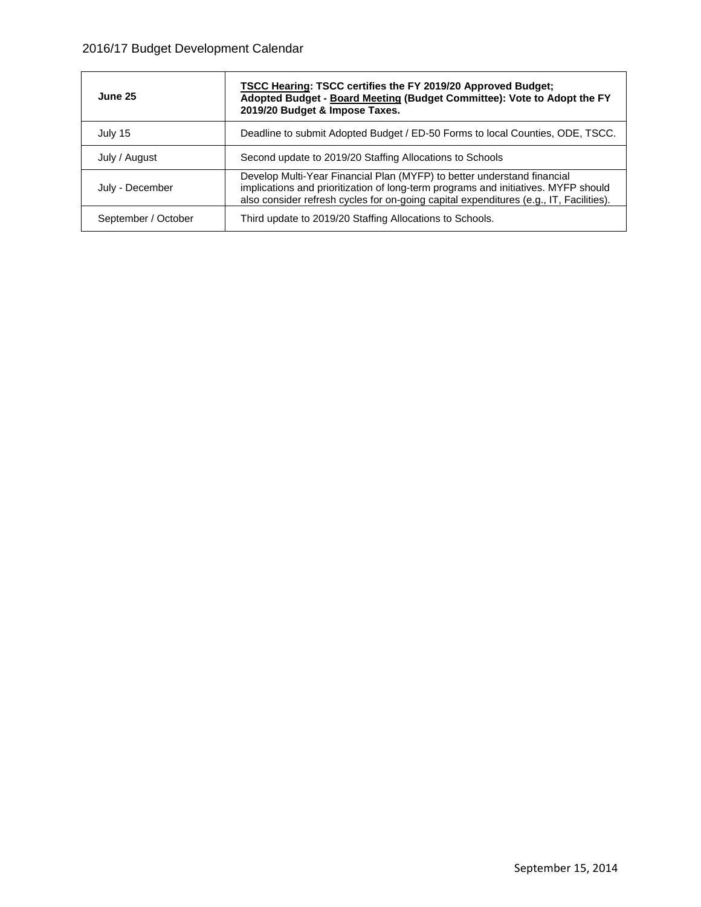| **June 25** | **<u>TSCC Hearing</u>: TSCC certifies the FY 2019/20 Approved Budget;** **Adopted Budget - <u>Board Meeting</u> (Budget Committee): Vote to Adopt the FY 2019/20 Budget & Impose Taxes.** |
|---|---|
| July 15 | Deadline to submit Adopted Budget / ED-50 Forms to local Counties, ODE, TSCC. |
| July / August | Second update to 2019/20 Staffing Allocations to Schools |
| July - December | Develop Multi-Year Financial Plan (MYFP) to better understand financial implications and prioritization of long-term programs and initiatives. MYFP should also consider refresh cycles for on-going capital expenditures (e.g., IT, Facilities). |
| September / October | Third update to 2019/20 Staffing Allocations to Schools. |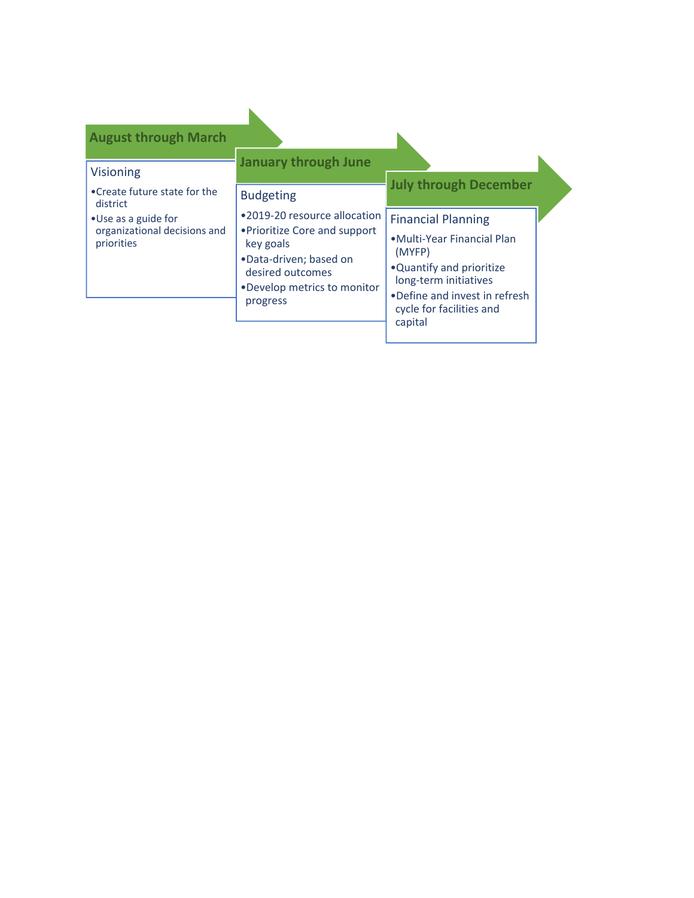**August through March**

Visioning

- Create future state for the district
- Use as a guide for organizational decisions and priorities

**January through June**

Budgeting

- 2019-20 resource allocation
- Prioritize Core and support key goals
- Data-driven; based on desired outcomes
- Develop metrics to monitor progress

**July through December**

Financial Planning

- Multi-Year Financial Plan (MYFP)
- Quantify and prioritize long-term initiatives
- Define and invest in refresh cycle for facilities and capital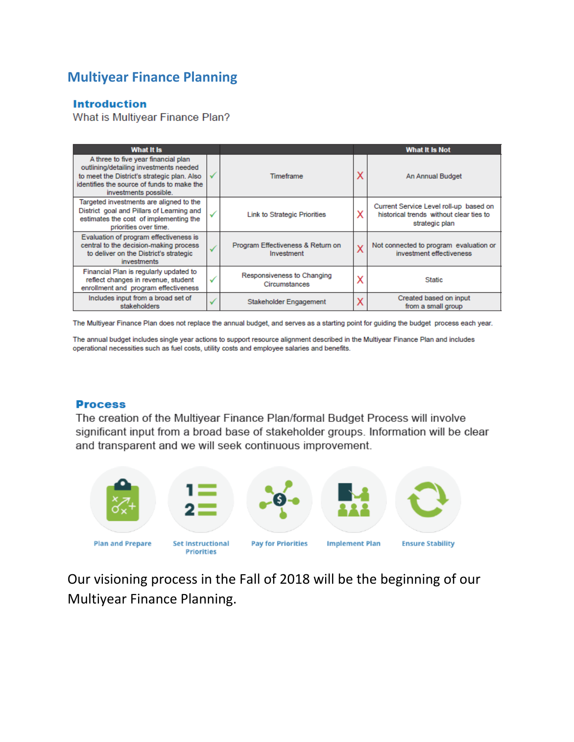# Multiyear Finance Planning

## Introduction

What is Multiyear Finance Plan?

| What It Is | | | | What It Is Not |
|---|---|---|---|---|
| A three to five year financial plan outlining/detailing investments needed to meet the District's strategic plan. Also identifies the source of funds to make the investments possible. | ✓ | Timeframe | X | An Annual Budget |
| Targeted investments are aligned to the District goal and Pillars of Learning and estimates the cost of implementing the priorities over time. | ✓ | Link to Strategic Priorities | X | Current Service Level roll-up based on historical trends without clear ties to strategic plan |
| Evaluation of program effectiveness is central to the decision-making process to deliver on the District's strategic investments | ✓ | Program Effectiveness & Return on Investment | X | Not connected to program evaluation or investment effectiveness |
| Financial Plan is regularly updated to reflect changes in revenue, student enrollment and program effectiveness | ✓ | Responsiveness to Changing Circumstances | X | Static |
| Includes input from a broad set of stakeholders | ✓ | Stakeholder Engagement | X | Created based on input from a small group |

The Multiyear Finance Plan does not replace the annual budget, and serves as a starting point for guiding the budget process each year.

The annual budget includes single year actions to support resource alignment described in the Multiyear Finance Plan and includes operational necessities such as fuel costs, utility costs and employee salaries and benefits.

## Process

The creation of the Multiyear Finance Plan/formal Budget Process will involve significant input from a broad base of stakeholder groups. Information will be clear and transparent and we will seek continuous improvement.

Plan and Prepare → Set Instructional Priorities → Pay for Priorities → Implement Plan → Ensure Stability

Our visioning process in the Fall of 2018 will be the beginning of our Multiyear Finance Planning.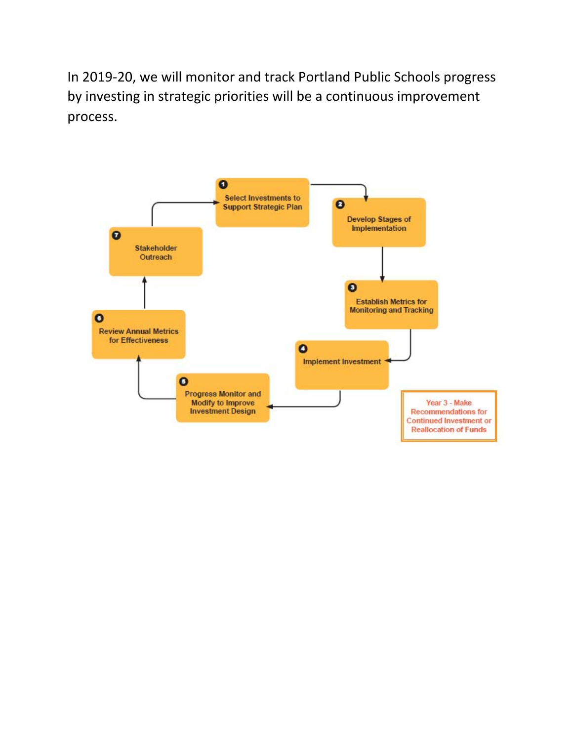In 2019-20, we will monitor and track Portland Public Schools progress by investing in strategic priorities will be a continuous improvement process.

1. Select Investments to Support Strategic Plan
2. Develop Stages of Implementation
3. Establish Metrics for Monitoring and Tracking
4. Implement Investment
5. Progress Monitor and Modify to Improve Investment Design
6. Review Annual Metrics for Effectiveness
7. Stakeholder Outreach

Year 3 - Make Recommendations for Continued Investment or Reallocation of Funds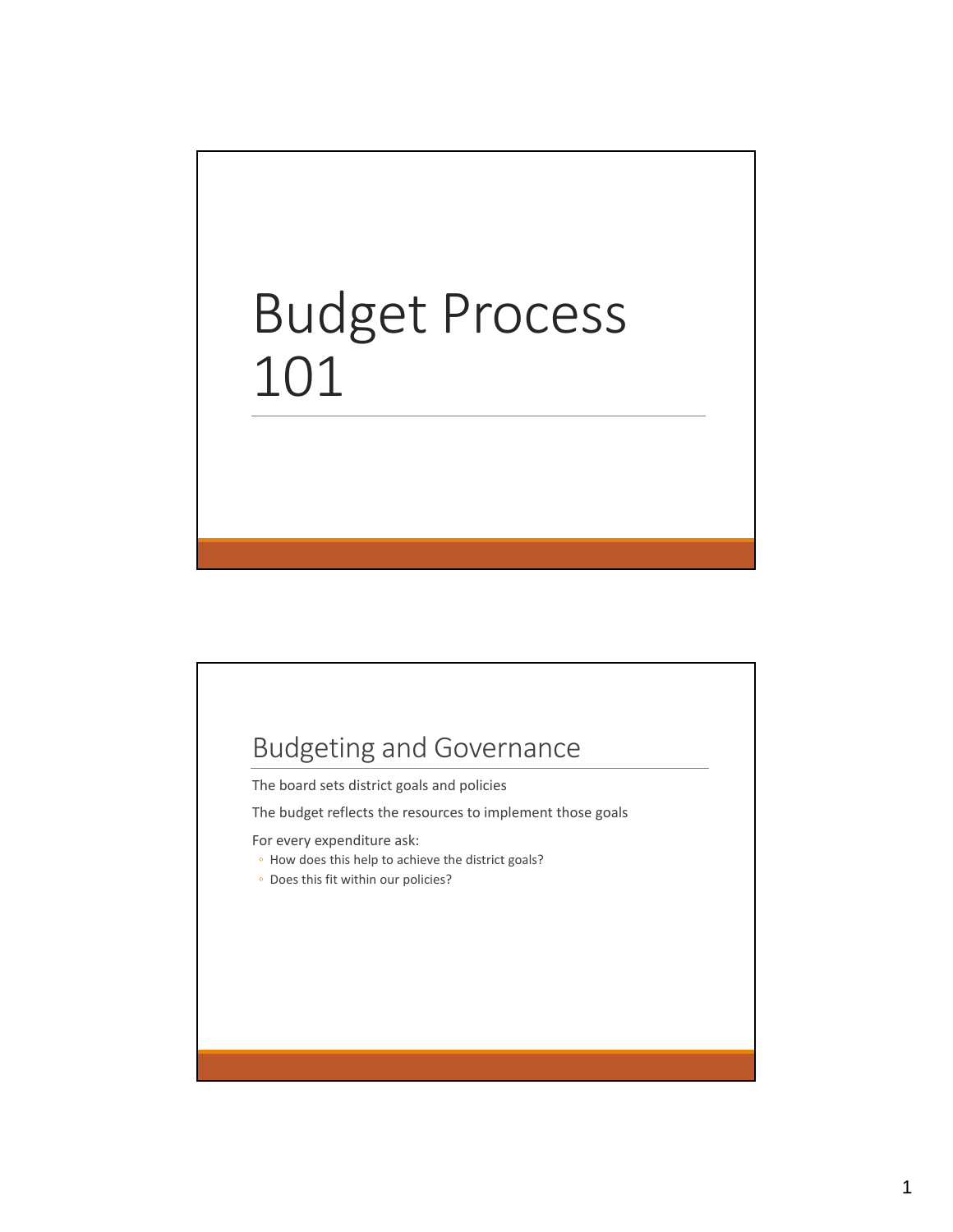# Budget Process 101

## Budgeting and Governance

The board sets district goals and policies

The budget reflects the resources to implement those goals

For every expenditure ask:

- How does this help to achieve the district goals?
- Does this fit within our policies?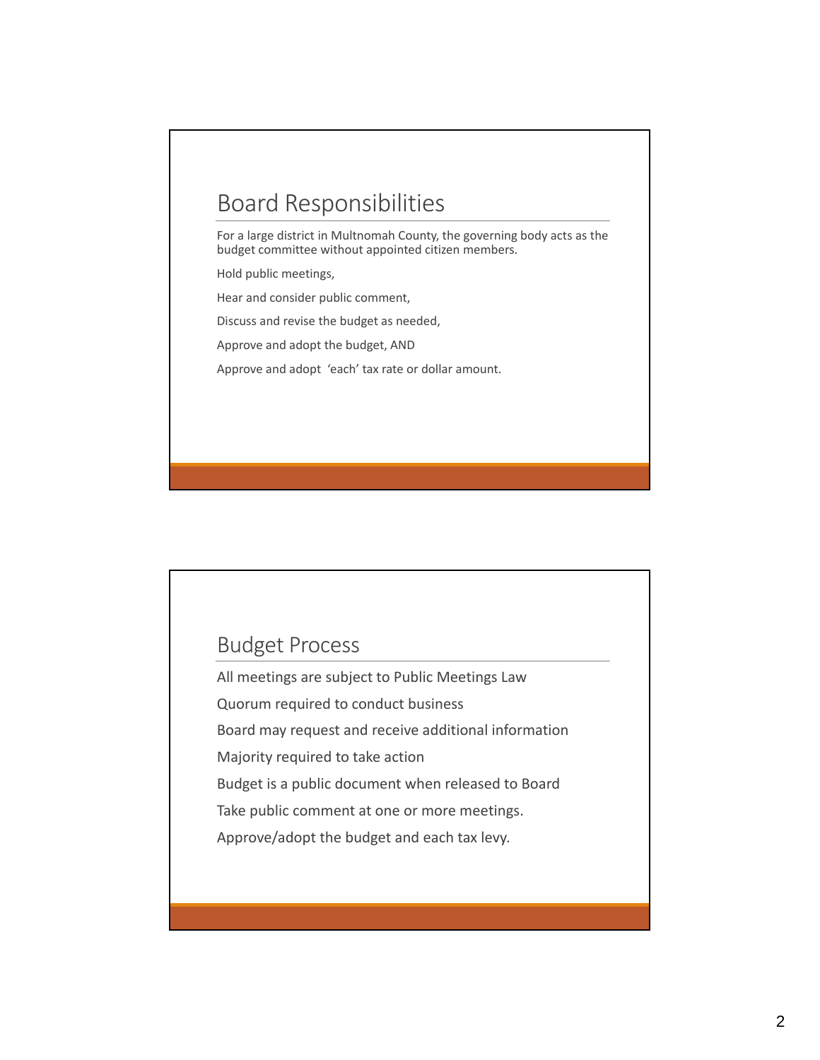## Board Responsibilities

For a large district in Multnomah County, the governing body acts as the budget committee without appointed citizen members.

Hold public meetings,

Hear and consider public comment,

Discuss and revise the budget as needed,

Approve and adopt the budget, AND

Approve and adopt 'each' tax rate or dollar amount.

## Budget Process

All meetings are subject to Public Meetings Law

Quorum required to conduct business

Board may request and receive additional information

Majority required to take action

Budget is a public document when released to Board

Take public comment at one or more meetings.

Approve/adopt the budget and each tax levy.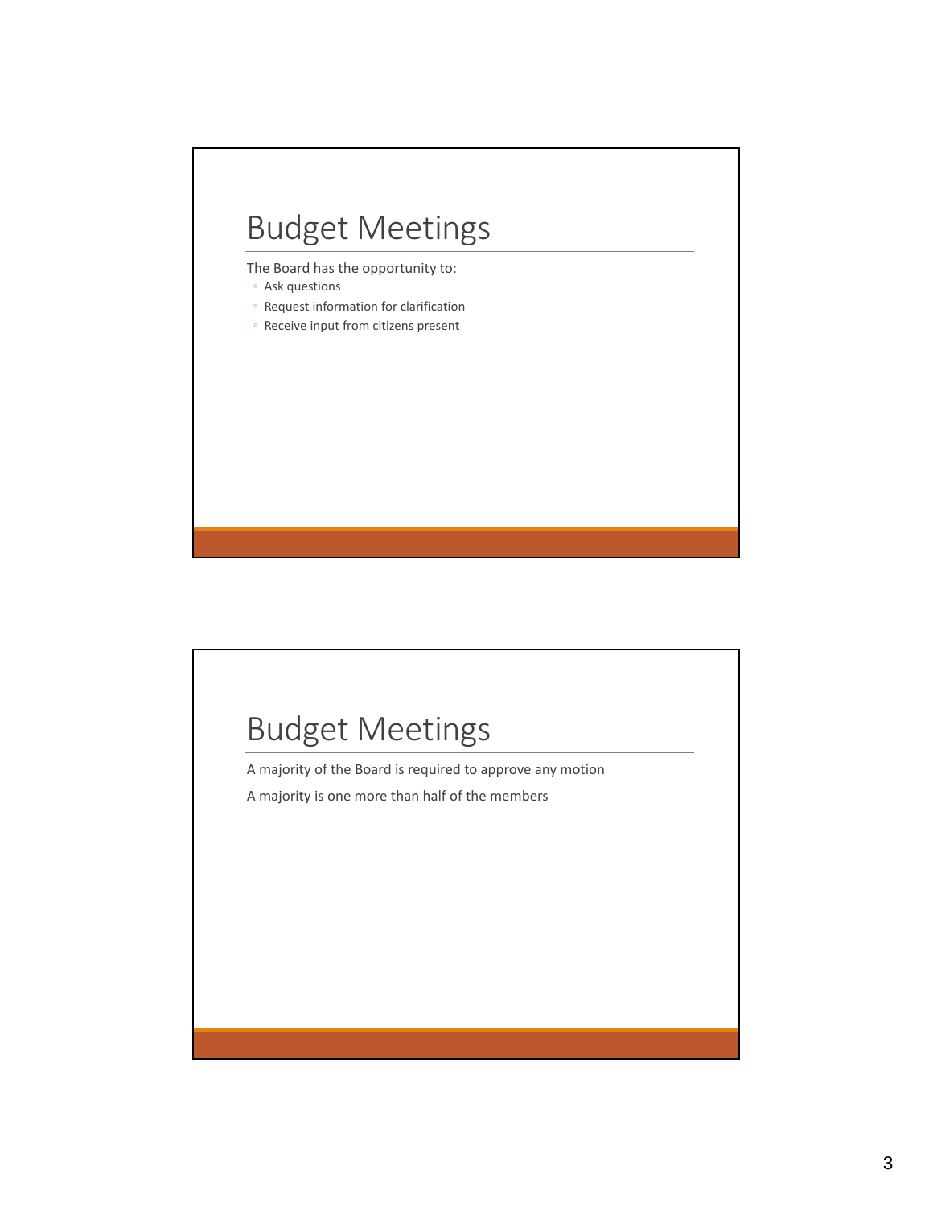## Budget Meetings

The Board has the opportunity to:

- Ask questions
- Request information for clarification
- Receive input from citizens present

## Budget Meetings

A majority of the Board is required to approve any motion

A majority is one more than half of the members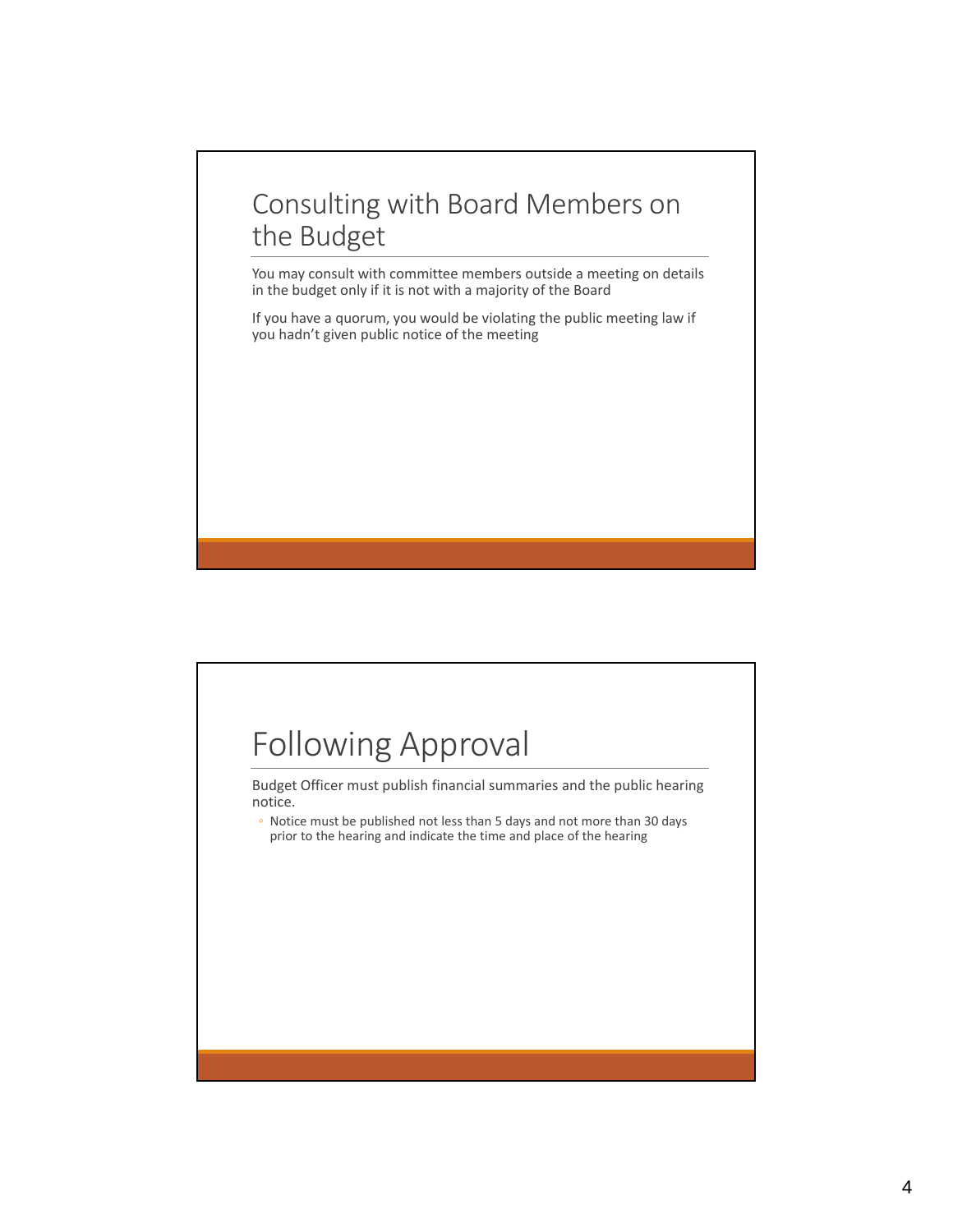## Consulting with Board Members on the Budget

You may consult with committee members outside a meeting on details in the budget only if it is not with a majority of the Board

If you have a quorum, you would be violating the public meeting law if you hadn't given public notice of the meeting

## Following Approval

Budget Officer must publish financial summaries and the public hearing notice.

- Notice must be published not less than 5 days and not more than 30 days prior to the hearing and indicate the time and place of the hearing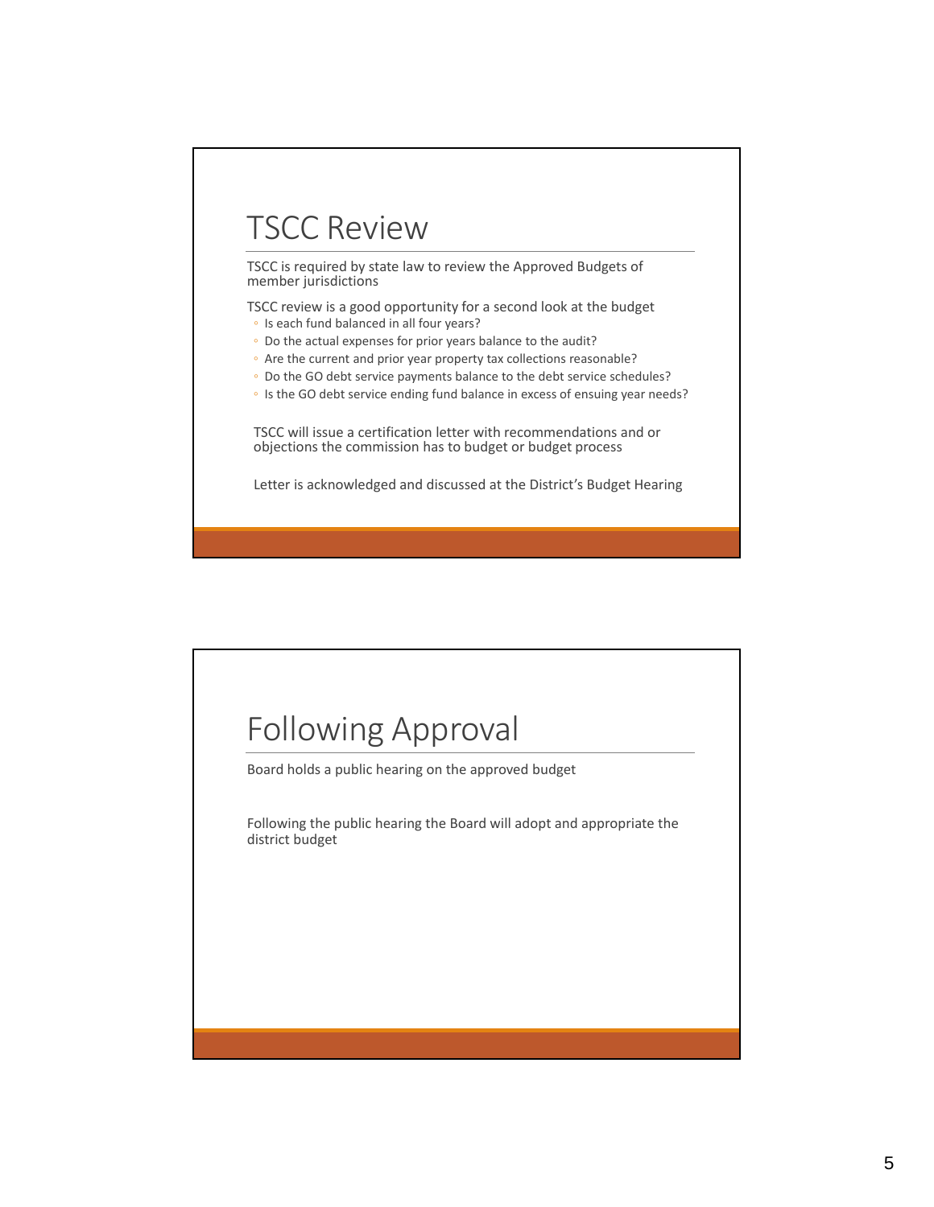## TSCC Review

TSCC is required by state law to review the Approved Budgets of member jurisdictions

TSCC review is a good opportunity for a second look at the budget

- Is each fund balanced in all four years?
- Do the actual expenses for prior years balance to the audit?
- Are the current and prior year property tax collections reasonable?
- Do the GO debt service payments balance to the debt service schedules?
- Is the GO debt service ending fund balance in excess of ensuing year needs?

TSCC will issue a certification letter with recommendations and or objections the commission has to budget or budget process

Letter is acknowledged and discussed at the District's Budget Hearing

## Following Approval

Board holds a public hearing on the approved budget

Following the public hearing the Board will adopt and appropriate the district budget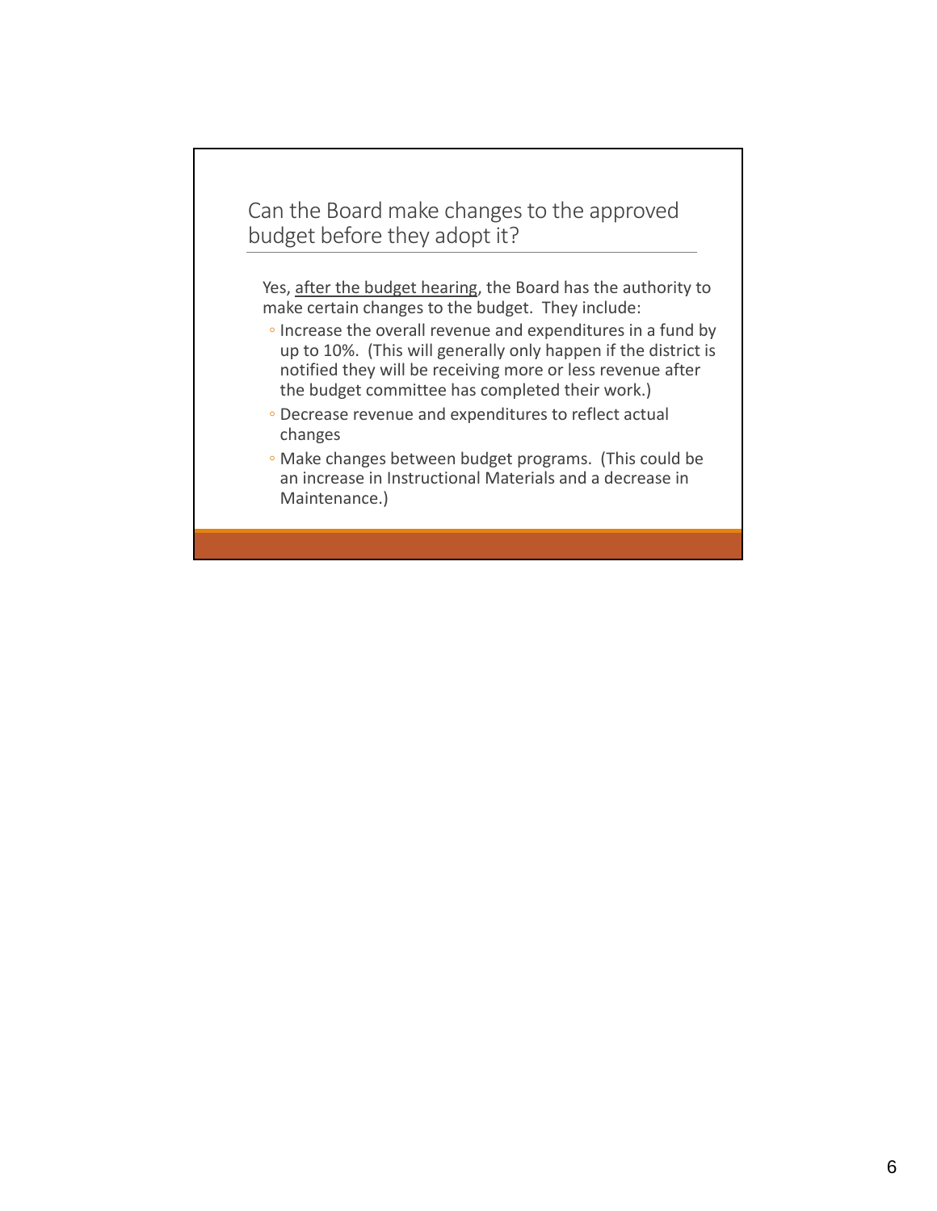## Can the Board make changes to the approved budget before they adopt it?

Yes, after the budget hearing, the Board has the authority to make certain changes to the budget. They include:

- Increase the overall revenue and expenditures in a fund by up to 10%. (This will generally only happen if the district is notified they will be receiving more or less revenue after the budget committee has completed their work.)
- Decrease revenue and expenditures to reflect actual changes
- Make changes between budget programs. (This could be an increase in Instructional Materials and a decrease in Maintenance.)